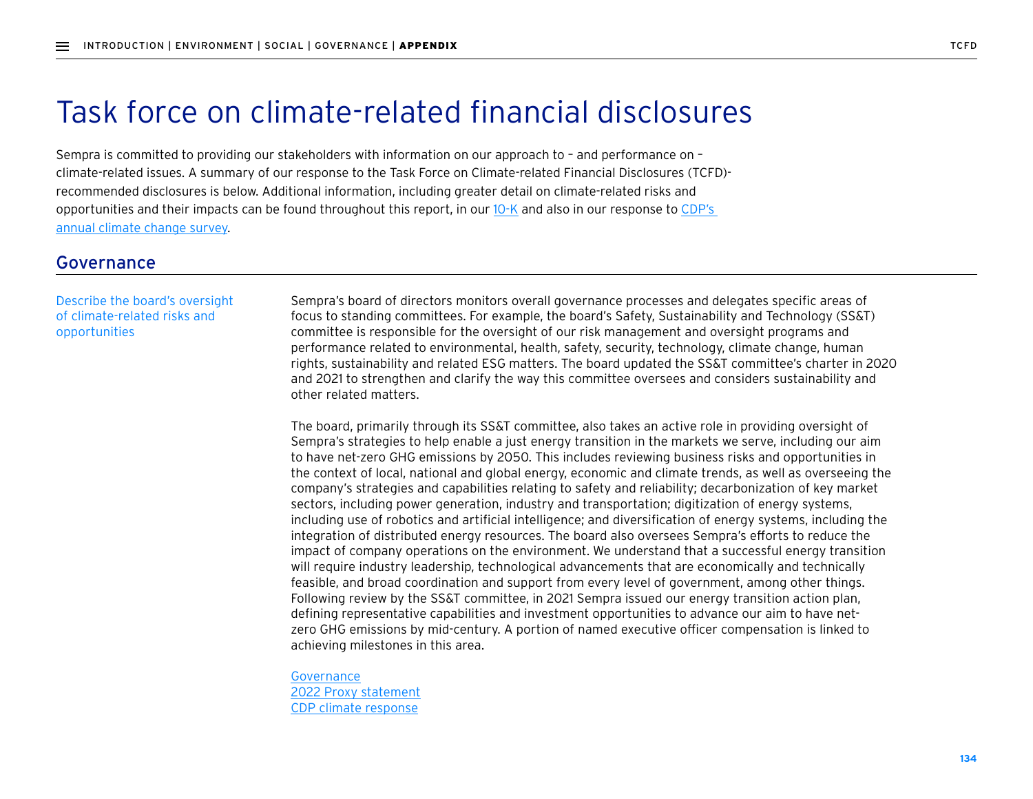# Task force on climate-related financial disclosures

Sempra is committed to providing our stakeholders with information on our approach to – and performance on – climate-related issues. A summary of our response to the Task Force on Climate-related Financial Disclosures (TCFD)-recommended disclosures is below. Additional information, including greater detail on climate-related risks and opportunities and their impacts can be found throughout this report, in our 10-K and also in our response to CDP's annual climate change survey.

## Governance

| Describe the board's oversight of climate-related risks and opportunities | Sempra's board of directors monitors overall governance processes and delegates specific areas of focus to standing committees. For example, the board's Safety, Sustainability and Technology (SS&T) committee is responsible for the oversight of our risk management and oversight programs and performance related to environmental, health, safety, security, technology, climate change, human rights, sustainability and related ESG matters. The board updated the SS&T committee's charter in 2020 and 2021 to strengthen and clarify the way this committee oversees and considers sustainability and other related matters.<br><br>The board, primarily through its SS&T committee, also takes an active role in providing oversight of Sempra's strategies to help enable a just energy transition in the markets we serve, including our aim to have net-zero GHG emissions by 2050. This includes reviewing business risks and opportunities in the context of local, national and global energy, economic and climate trends, as well as overseeing the company's strategies and capabilities relating to safety and reliability; decarbonization of key market sectors, including power generation, industry and transportation; digitization of energy systems, including use of robotics and artificial intelligence; and diversification of energy systems, including the integration of distributed energy resources. The board also oversees Sempra's efforts to reduce the impact of company operations on the environment. We understand that a successful energy transition will require industry leadership, technological advancements that are economically and technically feasible, and broad coordination and support from every level of government, among other things. Following review by the SS&T committee, in 2021 Sempra issued our energy transition action plan, defining representative capabilities and investment opportunities to advance our aim to have net-zero GHG emissions by mid-century. A portion of named executive officer compensation is linked to achieving milestones in this area.<br><br>Governance<br>2022 Proxy statement<br>CDP climate response |
|---|---|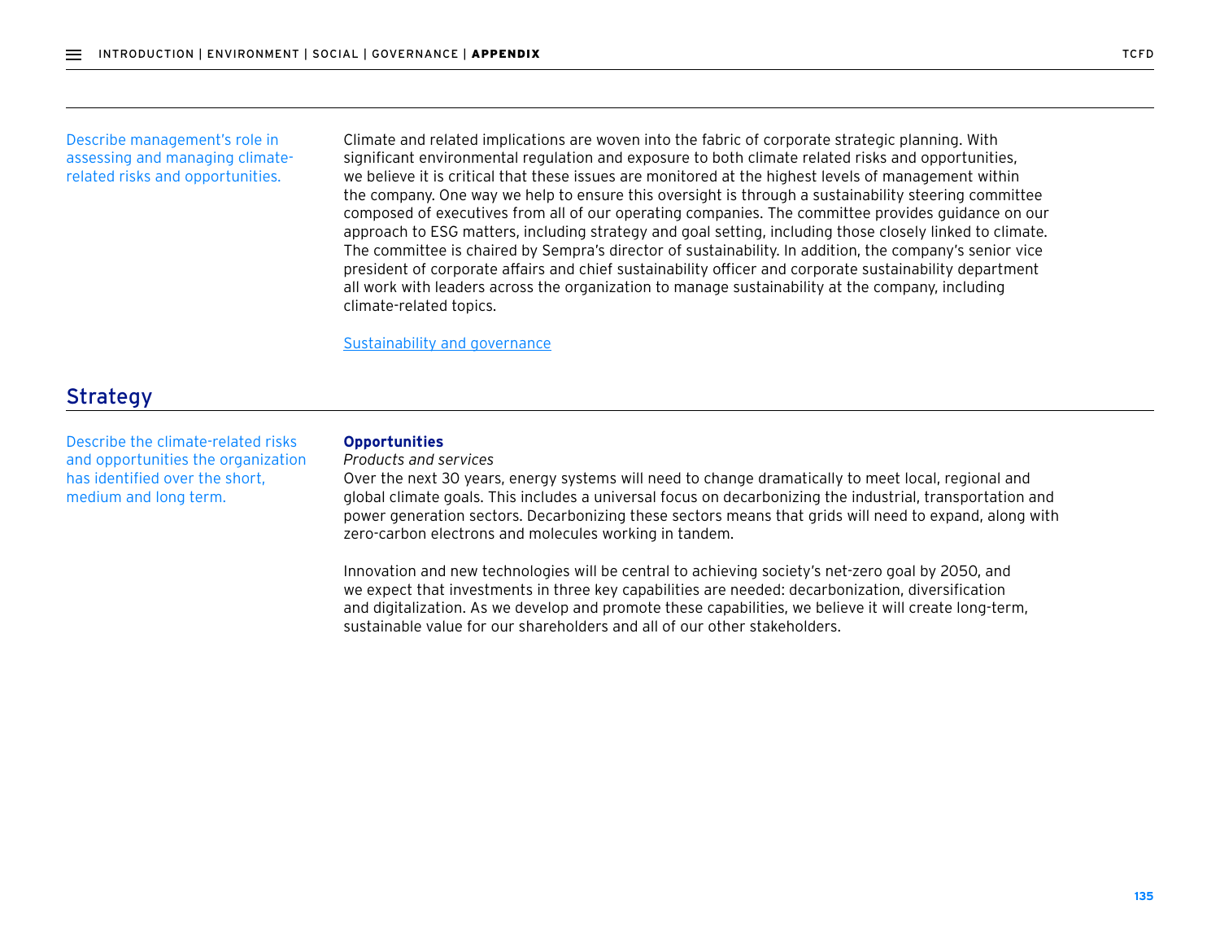Describe management's role in assessing and managing climate-related risks and opportunities.

Climate and related implications are woven into the fabric of corporate strategic planning. With significant environmental regulation and exposure to both climate related risks and opportunities, we believe it is critical that these issues are monitored at the highest levels of management within the company. One way we help to ensure this oversight is through a sustainability steering committee composed of executives from all of our operating companies. The committee provides guidance on our approach to ESG matters, including strategy and goal setting, including those closely linked to climate. The committee is chaired by Sempra's director of sustainability. In addition, the company's senior vice president of corporate affairs and chief sustainability officer and corporate sustainability department all work with leaders across the organization to manage sustainability at the company, including climate-related topics.

Sustainability and governance

## Strategy

Describe the climate-related risks and opportunities the organization has identified over the short, medium and long term.

**Opportunities**

*Products and services*

Over the next 30 years, energy systems will need to change dramatically to meet local, regional and global climate goals. This includes a universal focus on decarbonizing the industrial, transportation and power generation sectors. Decarbonizing these sectors means that grids will need to expand, along with zero-carbon electrons and molecules working in tandem.

Innovation and new technologies will be central to achieving society's net-zero goal by 2050, and we expect that investments in three key capabilities are needed: decarbonization, diversification and digitalization. As we develop and promote these capabilities, we believe it will create long-term, sustainable value for our shareholders and all of our other stakeholders.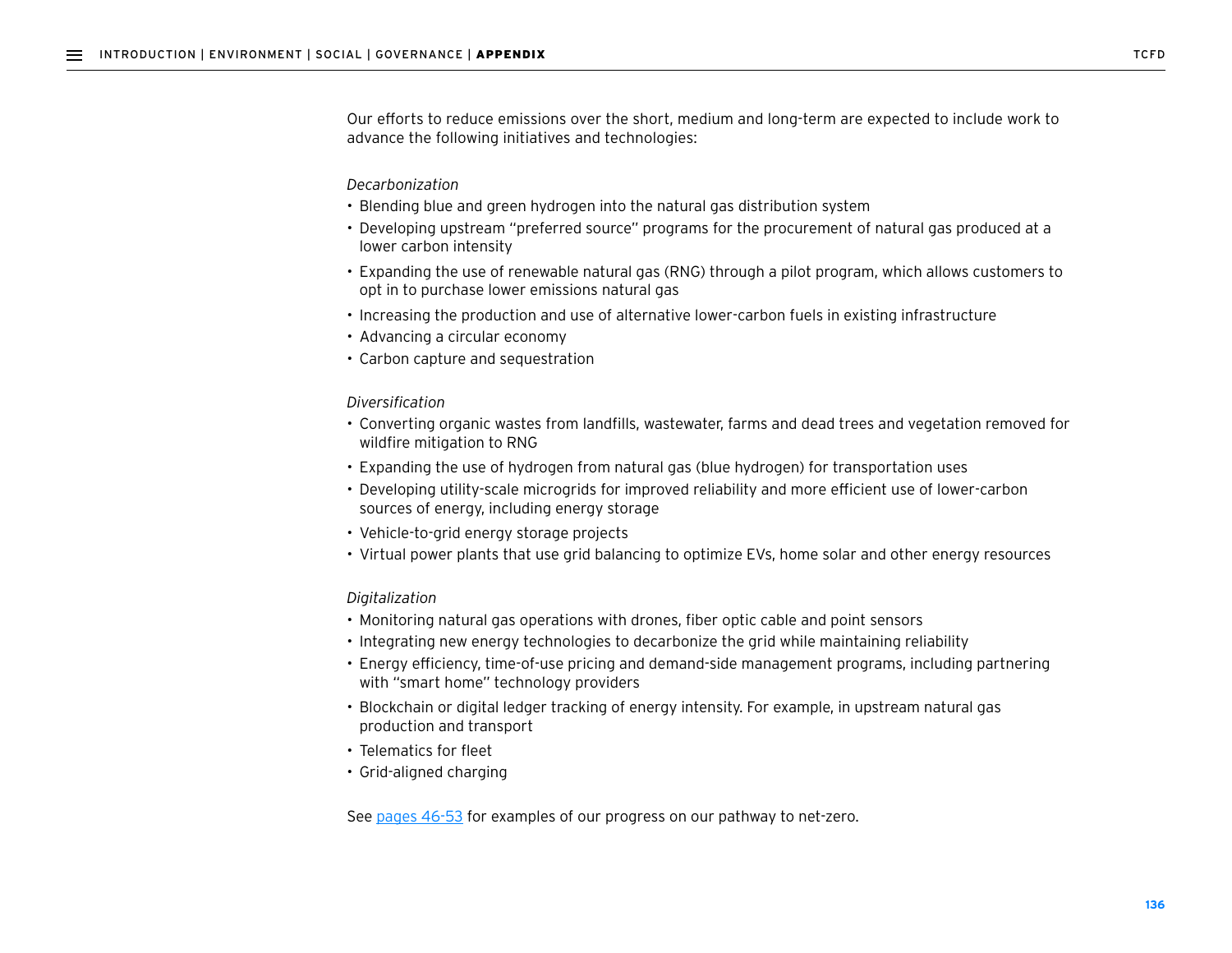Our efforts to reduce emissions over the short, medium and long-term are expected to include work to advance the following initiatives and technologies:

*Decarbonization*

- Blending blue and green hydrogen into the natural gas distribution system
- Developing upstream "preferred source" programs for the procurement of natural gas produced at a lower carbon intensity
- Expanding the use of renewable natural gas (RNG) through a pilot program, which allows customers to opt in to purchase lower emissions natural gas
- Increasing the production and use of alternative lower-carbon fuels in existing infrastructure
- Advancing a circular economy
- Carbon capture and sequestration

*Diversification*

- Converting organic wastes from landfills, wastewater, farms and dead trees and vegetation removed for wildfire mitigation to RNG
- Expanding the use of hydrogen from natural gas (blue hydrogen) for transportation uses
- Developing utility-scale microgrids for improved reliability and more efficient use of lower-carbon sources of energy, including energy storage
- Vehicle-to-grid energy storage projects
- Virtual power plants that use grid balancing to optimize EVs, home solar and other energy resources

*Digitalization*

- Monitoring natural gas operations with drones, fiber optic cable and point sensors
- Integrating new energy technologies to decarbonize the grid while maintaining reliability
- Energy efficiency, time-of-use pricing and demand-side management programs, including partnering with "smart home" technology providers
- Blockchain or digital ledger tracking of energy intensity. For example, in upstream natural gas production and transport
- Telematics for fleet
- Grid-aligned charging

See pages 46-53 for examples of our progress on our pathway to net-zero.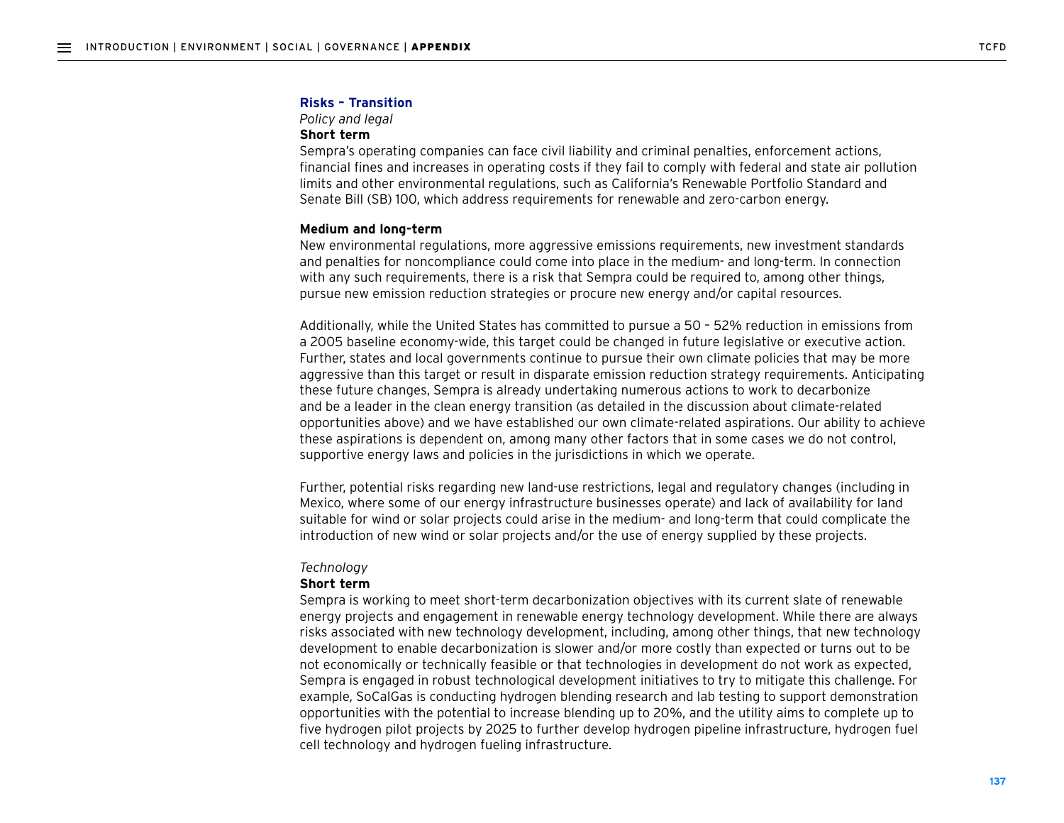## Risks – Transition

*Policy and legal*

**Short term**

Sempra's operating companies can face civil liability and criminal penalties, enforcement actions, financial fines and increases in operating costs if they fail to comply with federal and state air pollution limits and other environmental regulations, such as California's Renewable Portfolio Standard and Senate Bill (SB) 100, which address requirements for renewable and zero-carbon energy.

**Medium and long-term**

New environmental regulations, more aggressive emissions requirements, new investment standards and penalties for noncompliance could come into place in the medium- and long-term. In connection with any such requirements, there is a risk that Sempra could be required to, among other things, pursue new emission reduction strategies or procure new energy and/or capital resources.

Additionally, while the United States has committed to pursue a 50 – 52% reduction in emissions from a 2005 baseline economy-wide, this target could be changed in future legislative or executive action. Further, states and local governments continue to pursue their own climate policies that may be more aggressive than this target or result in disparate emission reduction strategy requirements. Anticipating these future changes, Sempra is already undertaking numerous actions to work to decarbonize and be a leader in the clean energy transition (as detailed in the discussion about climate-related opportunities above) and we have established our own climate-related aspirations. Our ability to achieve these aspirations is dependent on, among many other factors that in some cases we do not control, supportive energy laws and policies in the jurisdictions in which we operate.

Further, potential risks regarding new land-use restrictions, legal and regulatory changes (including in Mexico, where some of our energy infrastructure businesses operate) and lack of availability for land suitable for wind or solar projects could arise in the medium- and long-term that could complicate the introduction of new wind or solar projects and/or the use of energy supplied by these projects.

*Technology*

**Short term**

Sempra is working to meet short-term decarbonization objectives with its current slate of renewable energy projects and engagement in renewable energy technology development. While there are always risks associated with new technology development, including, among other things, that new technology development to enable decarbonization is slower and/or more costly than expected or turns out to be not economically or technically feasible or that technologies in development do not work as expected, Sempra is engaged in robust technological development initiatives to try to mitigate this challenge. For example, SoCalGas is conducting hydrogen blending research and lab testing to support demonstration opportunities with the potential to increase blending up to 20%, and the utility aims to complete up to five hydrogen pilot projects by 2025 to further develop hydrogen pipeline infrastructure, hydrogen fuel cell technology and hydrogen fueling infrastructure.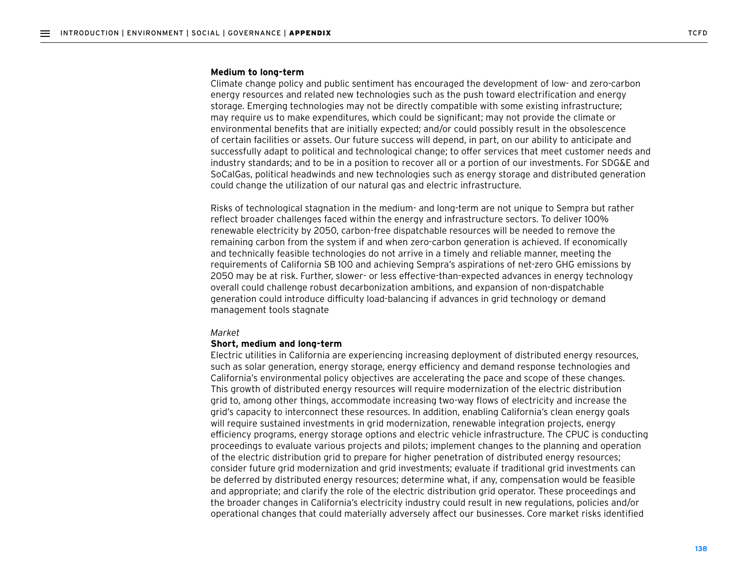**Medium to long-term**

Climate change policy and public sentiment has encouraged the development of low- and zero-carbon energy resources and related new technologies such as the push toward electrification and energy storage. Emerging technologies may not be directly compatible with some existing infrastructure; may require us to make expenditures, which could be significant; may not provide the climate or environmental benefits that are initially expected; and/or could possibly result in the obsolescence of certain facilities or assets. Our future success will depend, in part, on our ability to anticipate and successfully adapt to political and technological change; to offer services that meet customer needs and industry standards; and to be in a position to recover all or a portion of our investments. For SDG&E and SoCalGas, political headwinds and new technologies such as energy storage and distributed generation could change the utilization of our natural gas and electric infrastructure.

Risks of technological stagnation in the medium- and long-term are not unique to Sempra but rather reflect broader challenges faced within the energy and infrastructure sectors. To deliver 100% renewable electricity by 2050, carbon-free dispatchable resources will be needed to remove the remaining carbon from the system if and when zero-carbon generation is achieved. If economically and technically feasible technologies do not arrive in a timely and reliable manner, meeting the requirements of California SB 100 and achieving Sempra's aspirations of net-zero GHG emissions by 2050 may be at risk. Further, slower- or less effective-than-expected advances in energy technology overall could challenge robust decarbonization ambitions, and expansion of non-dispatchable generation could introduce difficulty load-balancing if advances in grid technology or demand management tools stagnate

*Market*

**Short, medium and long-term**

Electric utilities in California are experiencing increasing deployment of distributed energy resources, such as solar generation, energy storage, energy efficiency and demand response technologies and California's environmental policy objectives are accelerating the pace and scope of these changes. This growth of distributed energy resources will require modernization of the electric distribution grid to, among other things, accommodate increasing two-way flows of electricity and increase the grid's capacity to interconnect these resources. In addition, enabling California's clean energy goals will require sustained investments in grid modernization, renewable integration projects, energy efficiency programs, energy storage options and electric vehicle infrastructure. The CPUC is conducting proceedings to evaluate various projects and pilots; implement changes to the planning and operation of the electric distribution grid to prepare for higher penetration of distributed energy resources; consider future grid modernization and grid investments; evaluate if traditional grid investments can be deferred by distributed energy resources; determine what, if any, compensation would be feasible and appropriate; and clarify the role of the electric distribution grid operator. These proceedings and the broader changes in California's electricity industry could result in new regulations, policies and/or operational changes that could materially adversely affect our businesses. Core market risks identified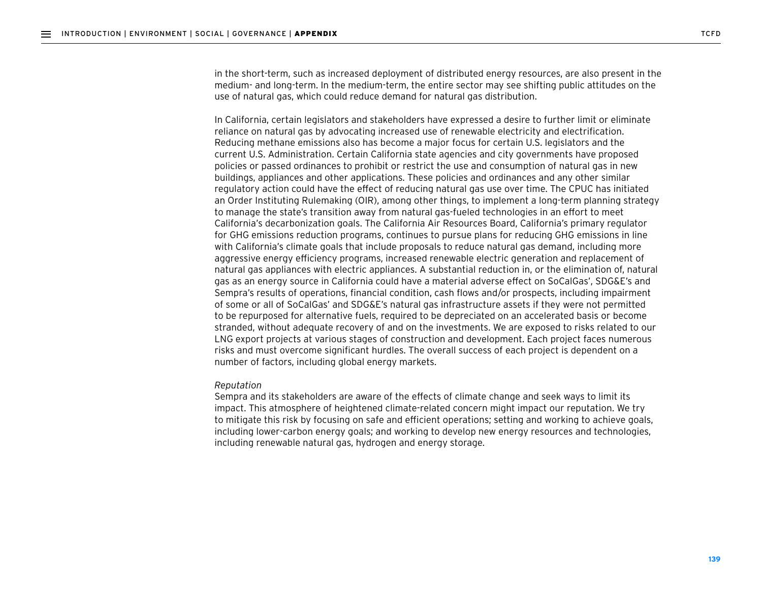in the short-term, such as increased deployment of distributed energy resources, are also present in the medium- and long-term. In the medium-term, the entire sector may see shifting public attitudes on the use of natural gas, which could reduce demand for natural gas distribution.

In California, certain legislators and stakeholders have expressed a desire to further limit or eliminate reliance on natural gas by advocating increased use of renewable electricity and electrification. Reducing methane emissions also has become a major focus for certain U.S. legislators and the current U.S. Administration. Certain California state agencies and city governments have proposed policies or passed ordinances to prohibit or restrict the use and consumption of natural gas in new buildings, appliances and other applications. These policies and ordinances and any other similar regulatory action could have the effect of reducing natural gas use over time. The CPUC has initiated an Order Instituting Rulemaking (OIR), among other things, to implement a long-term planning strategy to manage the state's transition away from natural gas-fueled technologies in an effort to meet California's decarbonization goals. The California Air Resources Board, California's primary regulator for GHG emissions reduction programs, continues to pursue plans for reducing GHG emissions in line with California's climate goals that include proposals to reduce natural gas demand, including more aggressive energy efficiency programs, increased renewable electric generation and replacement of natural gas appliances with electric appliances. A substantial reduction in, or the elimination of, natural gas as an energy source in California could have a material adverse effect on SoCalGas', SDG&E's and Sempra's results of operations, financial condition, cash flows and/or prospects, including impairment of some or all of SoCalGas' and SDG&E's natural gas infrastructure assets if they were not permitted to be repurposed for alternative fuels, required to be depreciated on an accelerated basis or become stranded, without adequate recovery of and on the investments. We are exposed to risks related to our LNG export projects at various stages of construction and development. Each project faces numerous risks and must overcome significant hurdles. The overall success of each project is dependent on a number of factors, including global energy markets.

*Reputation*

Sempra and its stakeholders are aware of the effects of climate change and seek ways to limit its impact. This atmosphere of heightened climate-related concern might impact our reputation. We try to mitigate this risk by focusing on safe and efficient operations; setting and working to achieve goals, including lower-carbon energy goals; and working to develop new energy resources and technologies, including renewable natural gas, hydrogen and energy storage.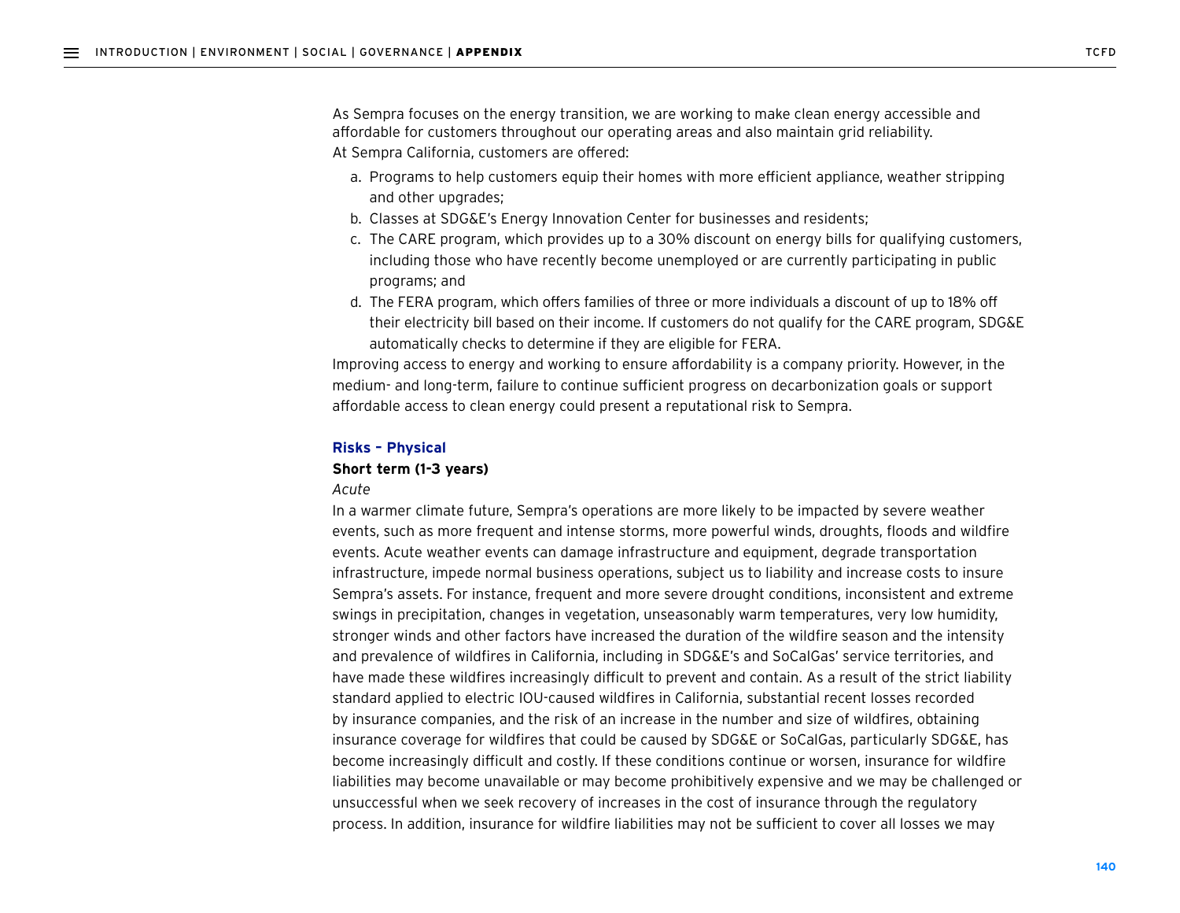As Sempra focuses on the energy transition, we are working to make clean energy accessible and affordable for customers throughout our operating areas and also maintain grid reliability. At Sempra California, customers are offered:

a. Programs to help customers equip their homes with more efficient appliance, weather stripping and other upgrades;
b. Classes at SDG&E's Energy Innovation Center for businesses and residents;
c. The CARE program, which provides up to a 30% discount on energy bills for qualifying customers, including those who have recently become unemployed or are currently participating in public programs; and
d. The FERA program, which offers families of three or more individuals a discount of up to 18% off their electricity bill based on their income. If customers do not qualify for the CARE program, SDG&E automatically checks to determine if they are eligible for FERA.

Improving access to energy and working to ensure affordability is a company priority. However, in the medium- and long-term, failure to continue sufficient progress on decarbonization goals or support affordable access to clean energy could present a reputational risk to Sempra.

### Risks – Physical

**Short term (1-3 years)**

*Acute*

In a warmer climate future, Sempra's operations are more likely to be impacted by severe weather events, such as more frequent and intense storms, more powerful winds, droughts, floods and wildfire events. Acute weather events can damage infrastructure and equipment, degrade transportation infrastructure, impede normal business operations, subject us to liability and increase costs to insure Sempra's assets. For instance, frequent and more severe drought conditions, inconsistent and extreme swings in precipitation, changes in vegetation, unseasonably warm temperatures, very low humidity, stronger winds and other factors have increased the duration of the wildfire season and the intensity and prevalence of wildfires in California, including in SDG&E's and SoCalGas' service territories, and have made these wildfires increasingly difficult to prevent and contain. As a result of the strict liability standard applied to electric IOU-caused wildfires in California, substantial recent losses recorded by insurance companies, and the risk of an increase in the number and size of wildfires, obtaining insurance coverage for wildfires that could be caused by SDG&E or SoCalGas, particularly SDG&E, has become increasingly difficult and costly. If these conditions continue or worsen, insurance for wildfire liabilities may become unavailable or may become prohibitively expensive and we may be challenged or unsuccessful when we seek recovery of increases in the cost of insurance through the regulatory process. In addition, insurance for wildfire liabilities may not be sufficient to cover all losses we may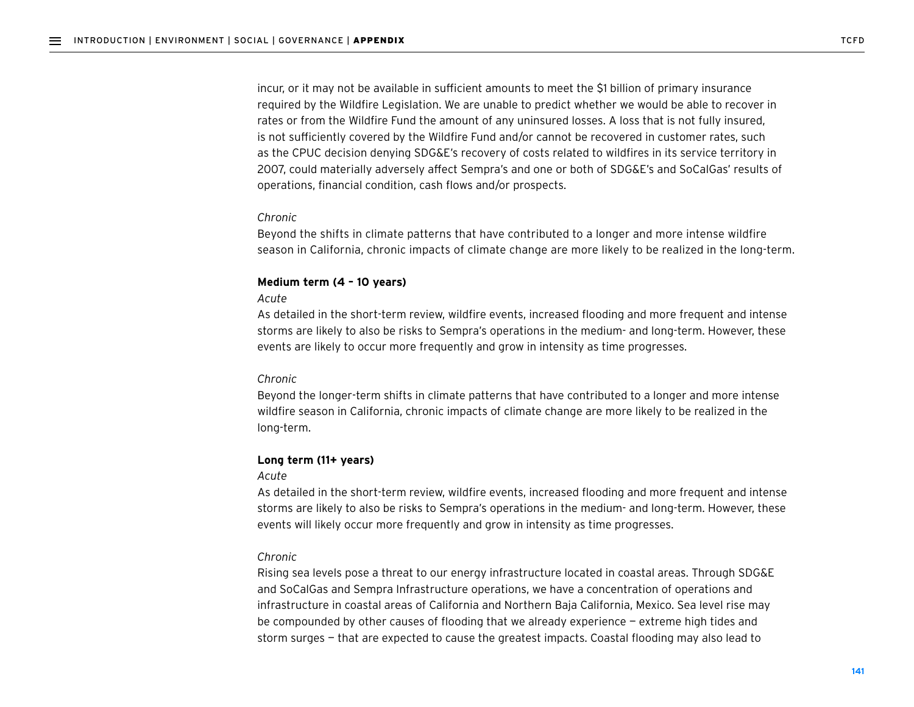incur, or it may not be available in sufficient amounts to meet the $1 billion of primary insurance required by the Wildfire Legislation. We are unable to predict whether we would be able to recover in rates or from the Wildfire Fund the amount of any uninsured losses. A loss that is not fully insured, is not sufficiently covered by the Wildfire Fund and/or cannot be recovered in customer rates, such as the CPUC decision denying SDG&E's recovery of costs related to wildfires in its service territory in 2007, could materially adversely affect Sempra's and one or both of SDG&E's and SoCalGas' results of operations, financial condition, cash flows and/or prospects.

*Chronic*

Beyond the shifts in climate patterns that have contributed to a longer and more intense wildfire season in California, chronic impacts of climate change are more likely to be realized in the long-term.

**Medium term (4 – 10 years)**

*Acute*

As detailed in the short-term review, wildfire events, increased flooding and more frequent and intense storms are likely to also be risks to Sempra's operations in the medium- and long-term. However, these events are likely to occur more frequently and grow in intensity as time progresses.

*Chronic*

Beyond the longer-term shifts in climate patterns that have contributed to a longer and more intense wildfire season in California, chronic impacts of climate change are more likely to be realized in the long-term.

**Long term (11+ years)**

*Acute*

As detailed in the short-term review, wildfire events, increased flooding and more frequent and intense storms are likely to also be risks to Sempra's operations in the medium- and long-term. However, these events will likely occur more frequently and grow in intensity as time progresses.

*Chronic*

Rising sea levels pose a threat to our energy infrastructure located in coastal areas. Through SDG&E and SoCalGas and Sempra Infrastructure operations, we have a concentration of operations and infrastructure in coastal areas of California and Northern Baja California, Mexico. Sea level rise may be compounded by other causes of flooding that we already experience — extreme high tides and storm surges — that are expected to cause the greatest impacts. Coastal flooding may also lead to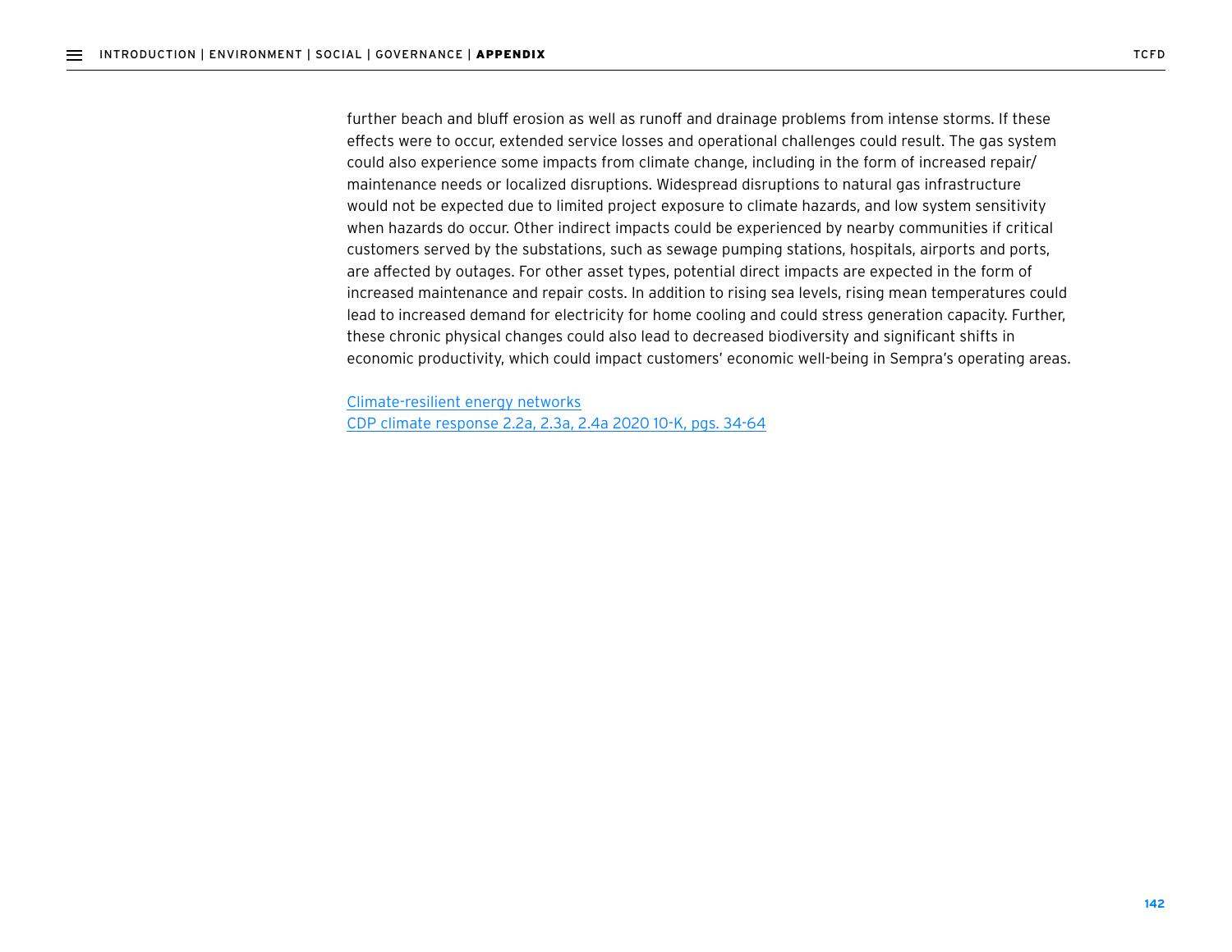further beach and bluff erosion as well as runoff and drainage problems from intense storms. If these effects were to occur, extended service losses and operational challenges could result. The gas system could also experience some impacts from climate change, including in the form of increased repair/maintenance needs or localized disruptions. Widespread disruptions to natural gas infrastructure would not be expected due to limited project exposure to climate hazards, and low system sensitivity when hazards do occur. Other indirect impacts could be experienced by nearby communities if critical customers served by the substations, such as sewage pumping stations, hospitals, airports and ports, are affected by outages. For other asset types, potential direct impacts are expected in the form of increased maintenance and repair costs. In addition to rising sea levels, rising mean temperatures could lead to increased demand for electricity for home cooling and could stress generation capacity. Further, these chronic physical changes could also lead to decreased biodiversity and significant shifts in economic productivity, which could impact customers' economic well-being in Sempra's operating areas.

Climate-resilient energy networks
CDP climate response 2.2a, 2.3a, 2.4a 2020 10-K, pgs. 34-64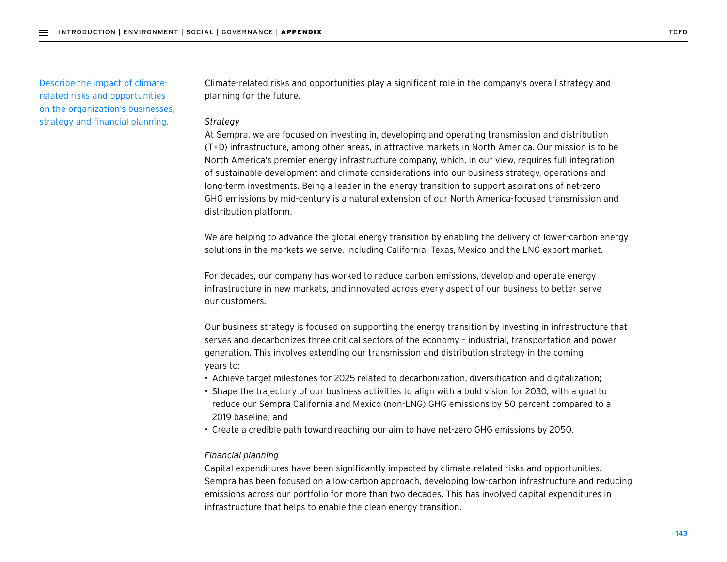Describe the impact of climate-related risks and opportunities on the organization's businesses, strategy and financial planning.

Climate-related risks and opportunities play a significant role in the company's overall strategy and planning for the future.

*Strategy*

At Sempra, we are focused on investing in, developing and operating transmission and distribution (T+D) infrastructure, among other areas, in attractive markets in North America. Our mission is to be North America's premier energy infrastructure company, which, in our view, requires full integration of sustainable development and climate considerations into our business strategy, operations and long-term investments. Being a leader in the energy transition to support aspirations of net-zero GHG emissions by mid-century is a natural extension of our North America-focused transmission and distribution platform.

We are helping to advance the global energy transition by enabling the delivery of lower-carbon energy solutions in the markets we serve, including California, Texas, Mexico and the LNG export market.

For decades, our company has worked to reduce carbon emissions, develop and operate energy infrastructure in new markets, and innovated across every aspect of our business to better serve our customers.

Our business strategy is focused on supporting the energy transition by investing in infrastructure that serves and decarbonizes three critical sectors of the economy – industrial, transportation and power generation. This involves extending our transmission and distribution strategy in the coming years to:

- Achieve target milestones for 2025 related to decarbonization, diversification and digitalization;
- Shape the trajectory of our business activities to align with a bold vision for 2030, with a goal to reduce our Sempra California and Mexico (non-LNG) GHG emissions by 50 percent compared to a 2019 baseline; and
- Create a credible path toward reaching our aim to have net-zero GHG emissions by 2050.

*Financial planning*

Capital expenditures have been significantly impacted by climate-related risks and opportunities. Sempra has been focused on a low-carbon approach, developing low-carbon infrastructure and reducing emissions across our portfolio for more than two decades. This has involved capital expenditures in infrastructure that helps to enable the clean energy transition.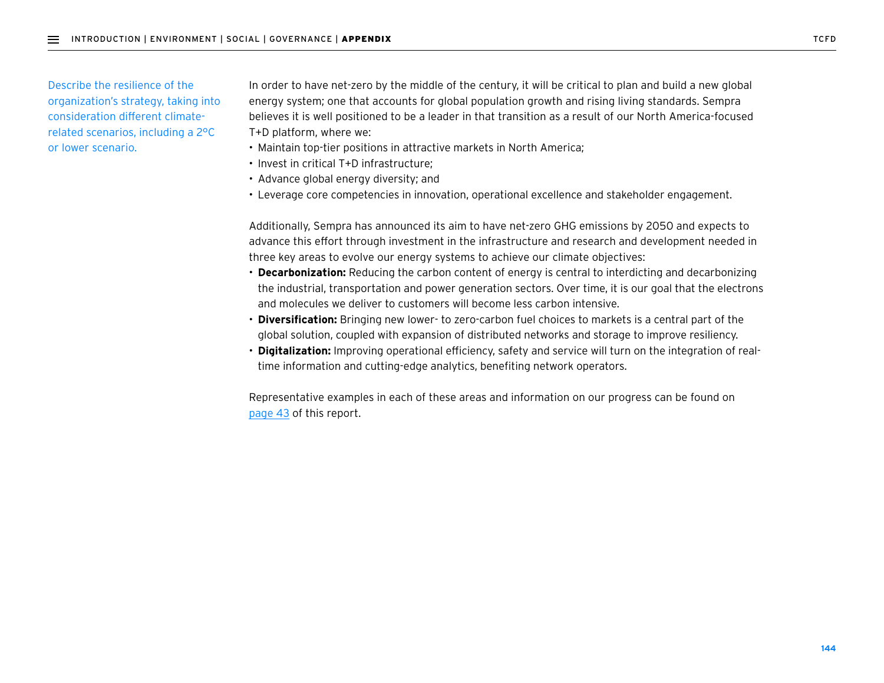Describe the resilience of the organization's strategy, taking into consideration different climate-related scenarios, including a 2°C or lower scenario.

In order to have net-zero by the middle of the century, it will be critical to plan and build a new global energy system; one that accounts for global population growth and rising living standards. Sempra believes it is well positioned to be a leader in that transition as a result of our North America-focused T+D platform, where we:

- Maintain top-tier positions in attractive markets in North America;
- Invest in critical T+D infrastructure;
- Advance global energy diversity; and
- Leverage core competencies in innovation, operational excellence and stakeholder engagement.

Additionally, Sempra has announced its aim to have net-zero GHG emissions by 2050 and expects to advance this effort through investment in the infrastructure and research and development needed in three key areas to evolve our energy systems to achieve our climate objectives:

- **Decarbonization:** Reducing the carbon content of energy is central to interdicting and decarbonizing the industrial, transportation and power generation sectors. Over time, it is our goal that the electrons and molecules we deliver to customers will become less carbon intensive.
- **Diversification:** Bringing new lower- to zero-carbon fuel choices to markets is a central part of the global solution, coupled with expansion of distributed networks and storage to improve resiliency.
- **Digitalization:** Improving operational efficiency, safety and service will turn on the integration of real-time information and cutting-edge analytics, benefiting network operators.

Representative examples in each of these areas and information on our progress can be found on page 43 of this report.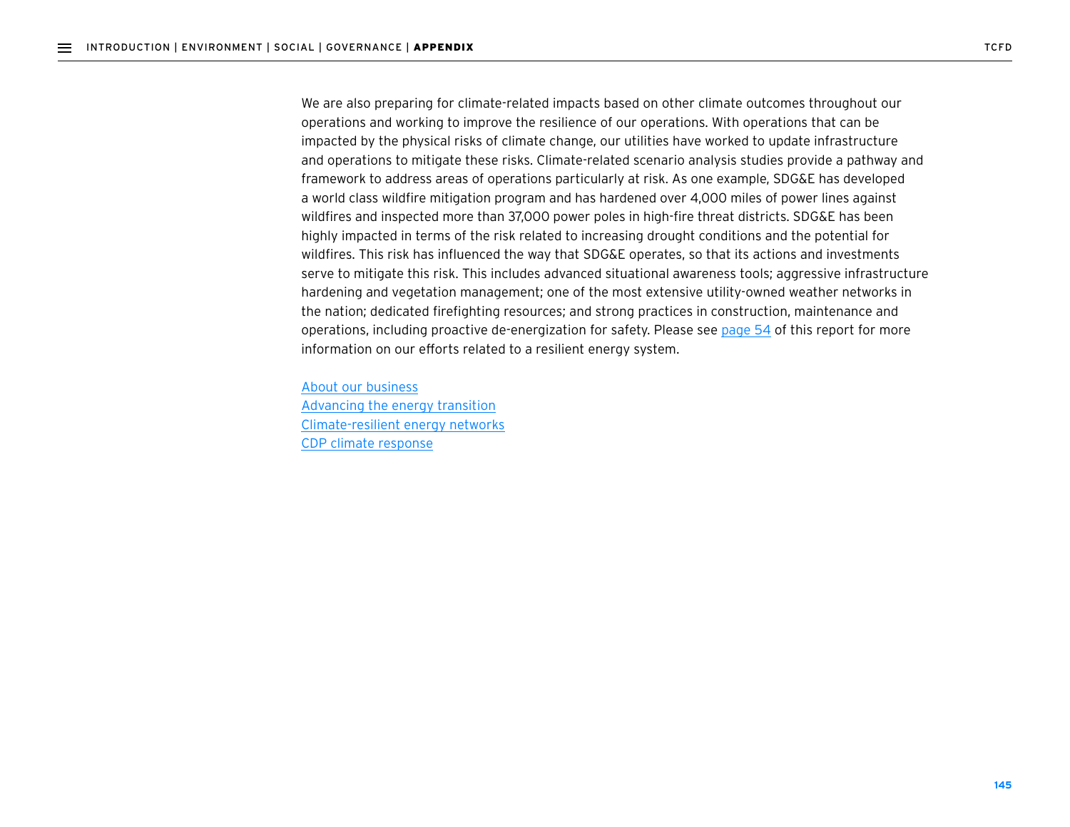We are also preparing for climate-related impacts based on other climate outcomes throughout our operations and working to improve the resilience of our operations. With operations that can be impacted by the physical risks of climate change, our utilities have worked to update infrastructure and operations to mitigate these risks. Climate-related scenario analysis studies provide a pathway and framework to address areas of operations particularly at risk. As one example, SDG&E has developed a world class wildfire mitigation program and has hardened over 4,000 miles of power lines against wildfires and inspected more than 37,000 power poles in high-fire threat districts. SDG&E has been highly impacted in terms of the risk related to increasing drought conditions and the potential for wildfires. This risk has influenced the way that SDG&E operates, so that its actions and investments serve to mitigate this risk. This includes advanced situational awareness tools; aggressive infrastructure hardening and vegetation management; one of the most extensive utility-owned weather networks in the nation; dedicated firefighting resources; and strong practices in construction, maintenance and operations, including proactive de-energization for safety. Please see page 54 of this report for more information on our efforts related to a resilient energy system.

About our business
Advancing the energy transition
Climate-resilient energy networks
CDP climate response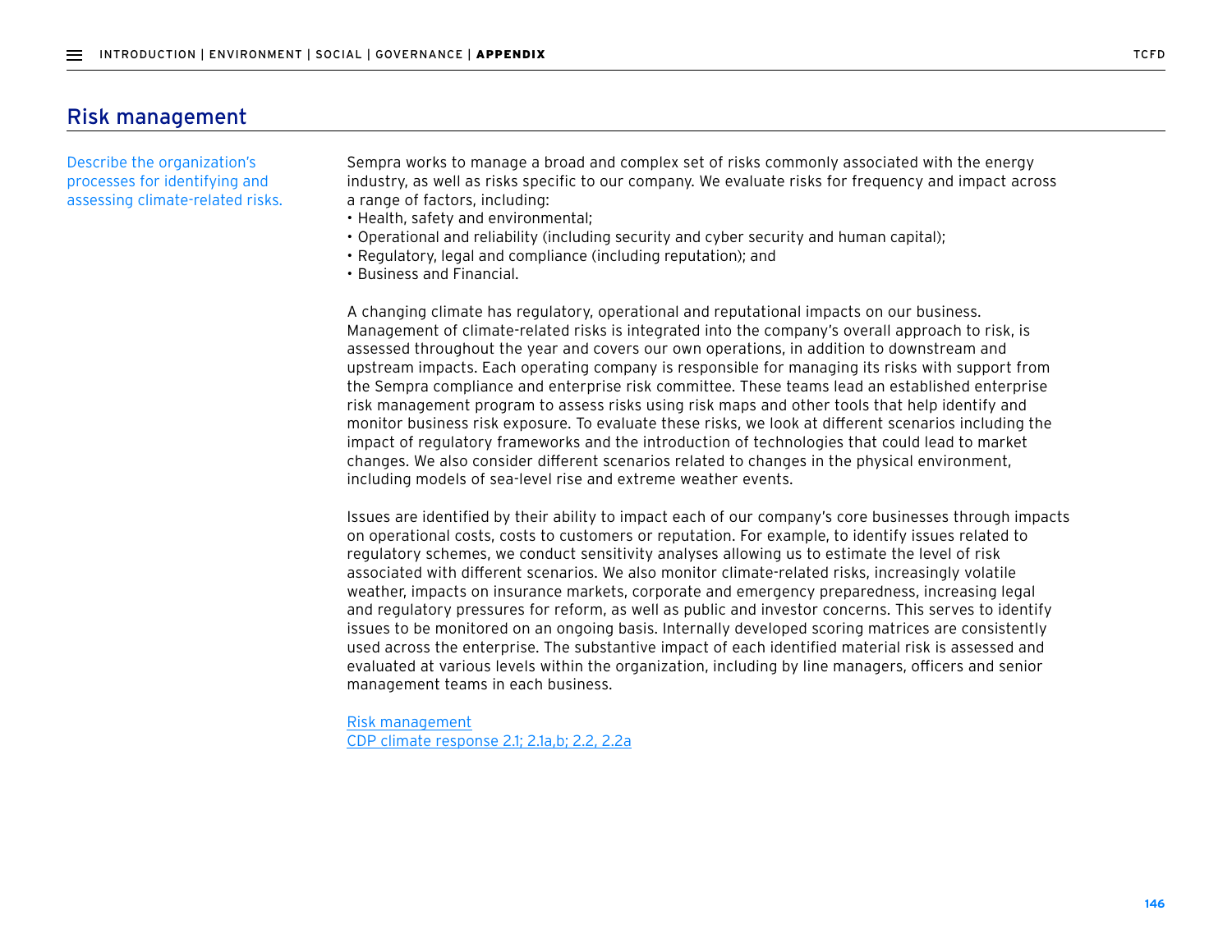## Risk management

Describe the organization's processes for identifying and assessing climate-related risks.

Sempra works to manage a broad and complex set of risks commonly associated with the energy industry, as well as risks specific to our company. We evaluate risks for frequency and impact across a range of factors, including:

- Health, safety and environmental;
- Operational and reliability (including security and cyber security and human capital);
- Regulatory, legal and compliance (including reputation); and
- Business and Financial.

A changing climate has regulatory, operational and reputational impacts on our business. Management of climate-related risks is integrated into the company's overall approach to risk, is assessed throughout the year and covers our own operations, in addition to downstream and upstream impacts. Each operating company is responsible for managing its risks with support from the Sempra compliance and enterprise risk committee. These teams lead an established enterprise risk management program to assess risks using risk maps and other tools that help identify and monitor business risk exposure. To evaluate these risks, we look at different scenarios including the impact of regulatory frameworks and the introduction of technologies that could lead to market changes. We also consider different scenarios related to changes in the physical environment, including models of sea-level rise and extreme weather events.

Issues are identified by their ability to impact each of our company's core businesses through impacts on operational costs, costs to customers or reputation. For example, to identify issues related to regulatory schemes, we conduct sensitivity analyses allowing us to estimate the level of risk associated with different scenarios. We also monitor climate-related risks, increasingly volatile weather, impacts on insurance markets, corporate and emergency preparedness, increasing legal and regulatory pressures for reform, as well as public and investor concerns. This serves to identify issues to be monitored on an ongoing basis. Internally developed scoring matrices are consistently used across the enterprise. The substantive impact of each identified material risk is assessed and evaluated at various levels within the organization, including by line managers, officers and senior management teams in each business.

Risk management
CDP climate response 2.1; 2.1a,b; 2.2, 2.2a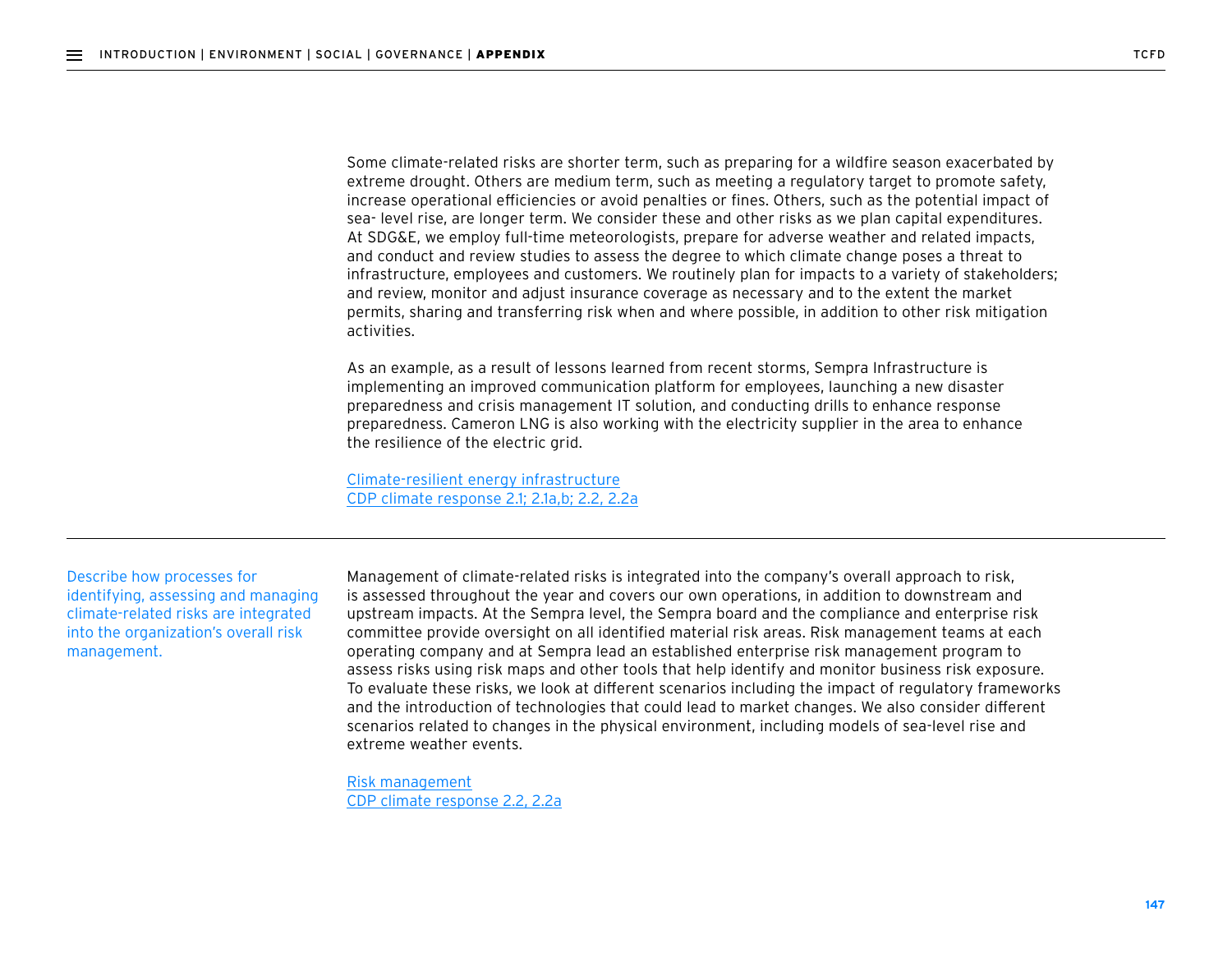Some climate-related risks are shorter term, such as preparing for a wildfire season exacerbated by extreme drought. Others are medium term, such as meeting a regulatory target to promote safety, increase operational efficiencies or avoid penalties or fines. Others, such as the potential impact of sea- level rise, are longer term. We consider these and other risks as we plan capital expenditures. At SDG&E, we employ full-time meteorologists, prepare for adverse weather and related impacts, and conduct and review studies to assess the degree to which climate change poses a threat to infrastructure, employees and customers. We routinely plan for impacts to a variety of stakeholders; and review, monitor and adjust insurance coverage as necessary and to the extent the market permits, sharing and transferring risk when and where possible, in addition to other risk mitigation activities.

As an example, as a result of lessons learned from recent storms, Sempra Infrastructure is implementing an improved communication platform for employees, launching a new disaster preparedness and crisis management IT solution, and conducting drills to enhance response preparedness. Cameron LNG is also working with the electricity supplier in the area to enhance the resilience of the electric grid.

Climate-resilient energy infrastructure
CDP climate response 2.1; 2.1a,b; 2.2, 2.2a

---

| | |
|---|---|
| Describe how processes for identifying, assessing and managing climate-related risks are integrated into the organization's overall risk management. | Management of climate-related risks is integrated into the company's overall approach to risk, is assessed throughout the year and covers our own operations, in addition to downstream and upstream impacts. At the Sempra level, the Sempra board and the compliance and enterprise risk committee provide oversight on all identified material risk areas. Risk management teams at each operating company and at Sempra lead an established enterprise risk management program to assess risks using risk maps and other tools that help identify and monitor business risk exposure. To evaluate these risks, we look at different scenarios including the impact of regulatory frameworks and the introduction of technologies that could lead to market changes. We also consider different scenarios related to changes in the physical environment, including models of sea-level rise and extreme weather events.<br><br>Risk management<br>CDP climate response 2.2, 2.2a |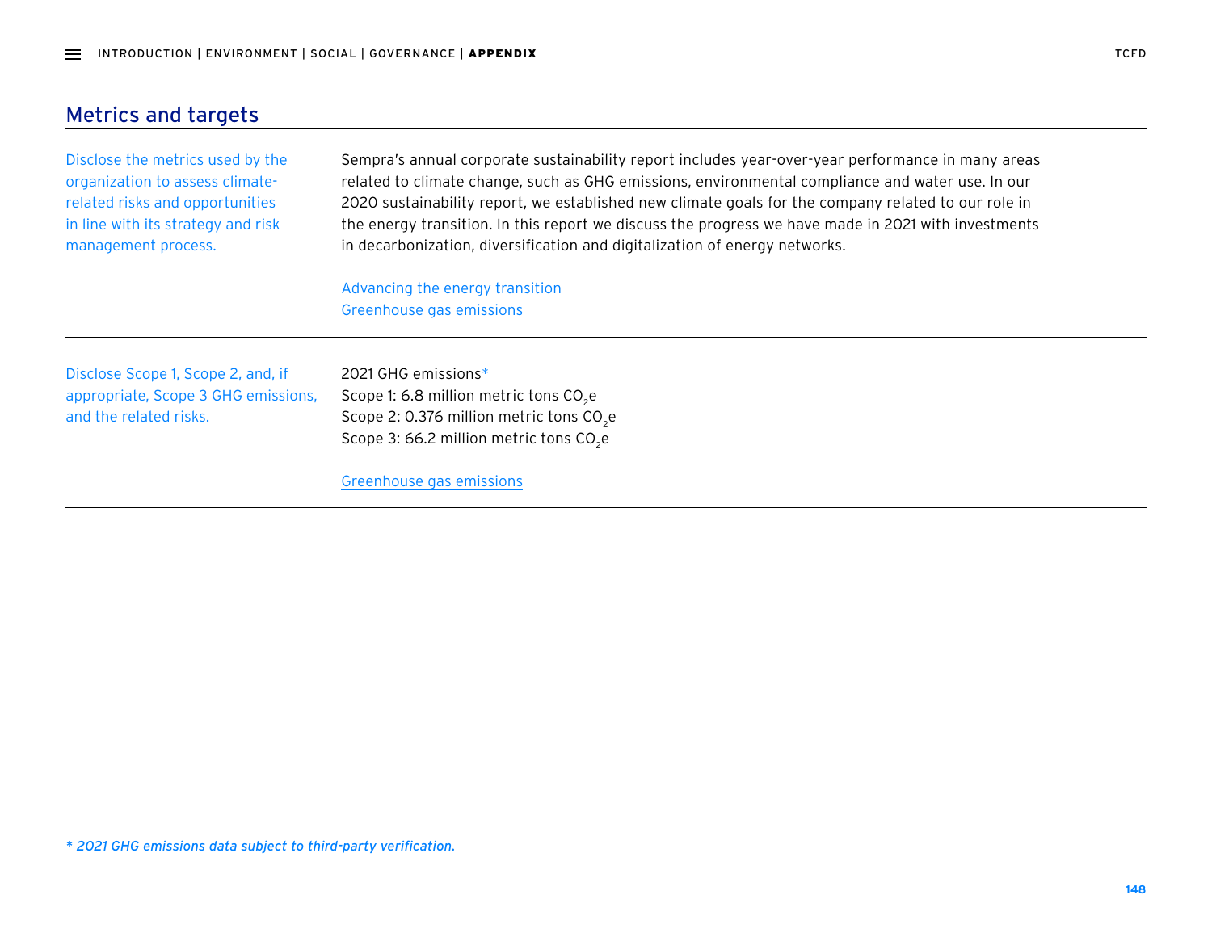## Metrics and targets

| | |
|---|---|
| Disclose the metrics used by the organization to assess climate-related risks and opportunities in line with its strategy and risk management process. | Sempra's annual corporate sustainability report includes year-over-year performance in many areas related to climate change, such as GHG emissions, environmental compliance and water use. In our 2020 sustainability report, we established new climate goals for the company related to our role in the energy transition. In this report we discuss the progress we have made in 2021 with investments in decarbonization, diversification and digitalization of energy networks.<br><br>Advancing the energy transition<br>Greenhouse gas emissions |
| Disclose Scope 1, Scope 2, and, if appropriate, Scope 3 GHG emissions, and the related risks. | 2021 GHG emissions*<br>Scope 1: 6.8 million metric tons $CO_2$e<br>Scope 2: 0.376 million metric tons $CO_2$e<br>Scope 3: 66.2 million metric tons $CO_2$e<br><br>Greenhouse gas emissions |

*\* 2021 GHG emissions data subject to third-party verification.*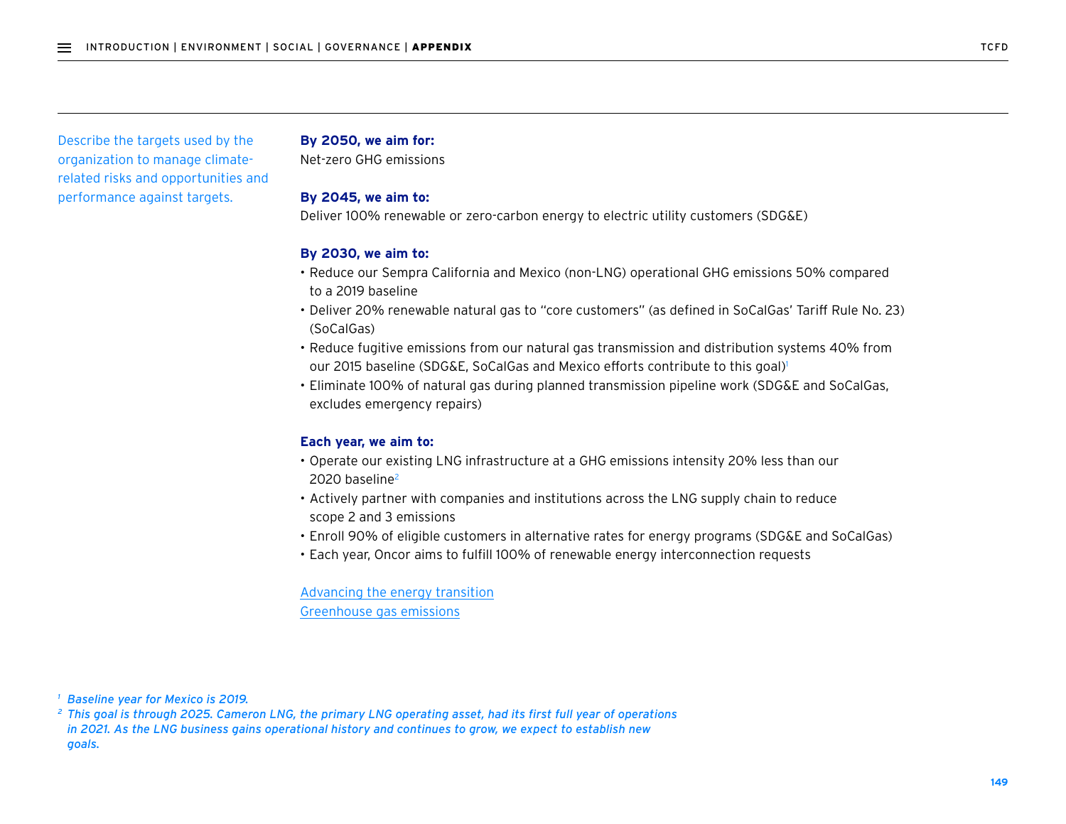Describe the targets used by the organization to manage climate-related risks and opportunities and performance against targets.

**By 2050, we aim for:**
Net-zero GHG emissions

**By 2045, we aim to:**
Deliver 100% renewable or zero-carbon energy to electric utility customers (SDG&E)

**By 2030, we aim to:**
- Reduce our Sempra California and Mexico (non-LNG) operational GHG emissions 50% compared to a 2019 baseline
- Deliver 20% renewable natural gas to "core customers" (as defined in SoCalGas' Tariff Rule No. 23) (SoCalGas)
- Reduce fugitive emissions from our natural gas transmission and distribution systems 40% from our 2015 baseline (SDG&E, SoCalGas and Mexico efforts contribute to this goal)[1]
- Eliminate 100% of natural gas during planned transmission pipeline work (SDG&E and SoCalGas, excludes emergency repairs)

**Each year, we aim to:**
- Operate our existing LNG infrastructure at a GHG emissions intensity 20% less than our 2020 baseline[2]
- Actively partner with companies and institutions across the LNG supply chain to reduce scope 2 and 3 emissions
- Enroll 90% of eligible customers in alternative rates for energy programs (SDG&E and SoCalGas)
- Each year, Oncor aims to fulfill 100% of renewable energy interconnection requests

Advancing the energy transition
Greenhouse gas emissions

*[1] Baseline year for Mexico is 2019.*
*[2] This goal is through 2025. Cameron LNG, the primary LNG operating asset, had its first full year of operations in 2021. As the LNG business gains operational history and continues to grow, we expect to establish new goals.*